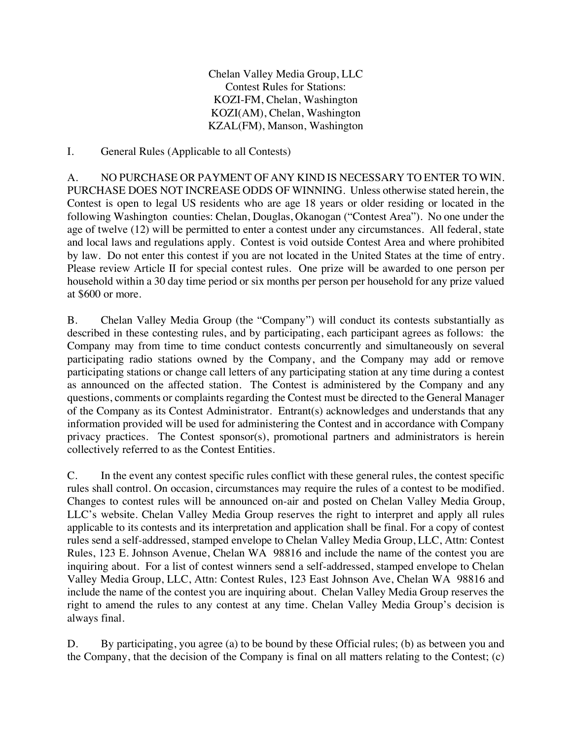Chelan Valley Media Group, LLC
Contest Rules for Stations:
KOZI-FM, Chelan, Washington
KOZI(AM), Chelan, Washington
KZAL(FM), Manson, Washington

## I. General Rules (Applicable to all Contests)

A. NO PURCHASE OR PAYMENT OF ANY KIND IS NECESSARY TO ENTER TO WIN. PURCHASE DOES NOT INCREASE ODDS OF WINNING. Unless otherwise stated herein, the Contest is open to legal US residents who are age 18 years or older residing or located in the following Washington counties: Chelan, Douglas, Okanogan ("Contest Area"). No one under the age of twelve (12) will be permitted to enter a contest under any circumstances. All federal, state and local laws and regulations apply. Contest is void outside Contest Area and where prohibited by law. Do not enter this contest if you are not located in the United States at the time of entry. Please review Article II for special contest rules. One prize will be awarded to one person per household within a 30 day time period or six months per person per household for any prize valued at $600 or more.

B. Chelan Valley Media Group (the "Company") will conduct its contests substantially as described in these contesting rules, and by participating, each participant agrees as follows: the Company may from time to time conduct contests concurrently and simultaneously on several participating radio stations owned by the Company, and the Company may add or remove participating stations or change call letters of any participating station at any time during a contest as announced on the affected station. The Contest is administered by the Company and any questions, comments or complaints regarding the Contest must be directed to the General Manager of the Company as its Contest Administrator. Entrant(s) acknowledges and understands that any information provided will be used for administering the Contest and in accordance with Company privacy practices. The Contest sponsor(s), promotional partners and administrators is herein collectively referred to as the Contest Entities.

C. In the event any contest specific rules conflict with these general rules, the contest specific rules shall control. On occasion, circumstances may require the rules of a contest to be modified. Changes to contest rules will be announced on-air and posted on Chelan Valley Media Group, LLC's website. Chelan Valley Media Group reserves the right to interpret and apply all rules applicable to its contests and its interpretation and application shall be final. For a copy of contest rules send a self-addressed, stamped envelope to Chelan Valley Media Group, LLC, Attn: Contest Rules, 123 E. Johnson Avenue, Chelan WA 98816 and include the name of the contest you are inquiring about. For a list of contest winners send a self-addressed, stamped envelope to Chelan Valley Media Group, LLC, Attn: Contest Rules, 123 East Johnson Ave, Chelan WA 98816 and include the name of the contest you are inquiring about. Chelan Valley Media Group reserves the right to amend the rules to any contest at any time. Chelan Valley Media Group's decision is always final.

D. By participating, you agree (a) to be bound by these Official rules; (b) as between you and the Company, that the decision of the Company is final on all matters relating to the Contest; (c)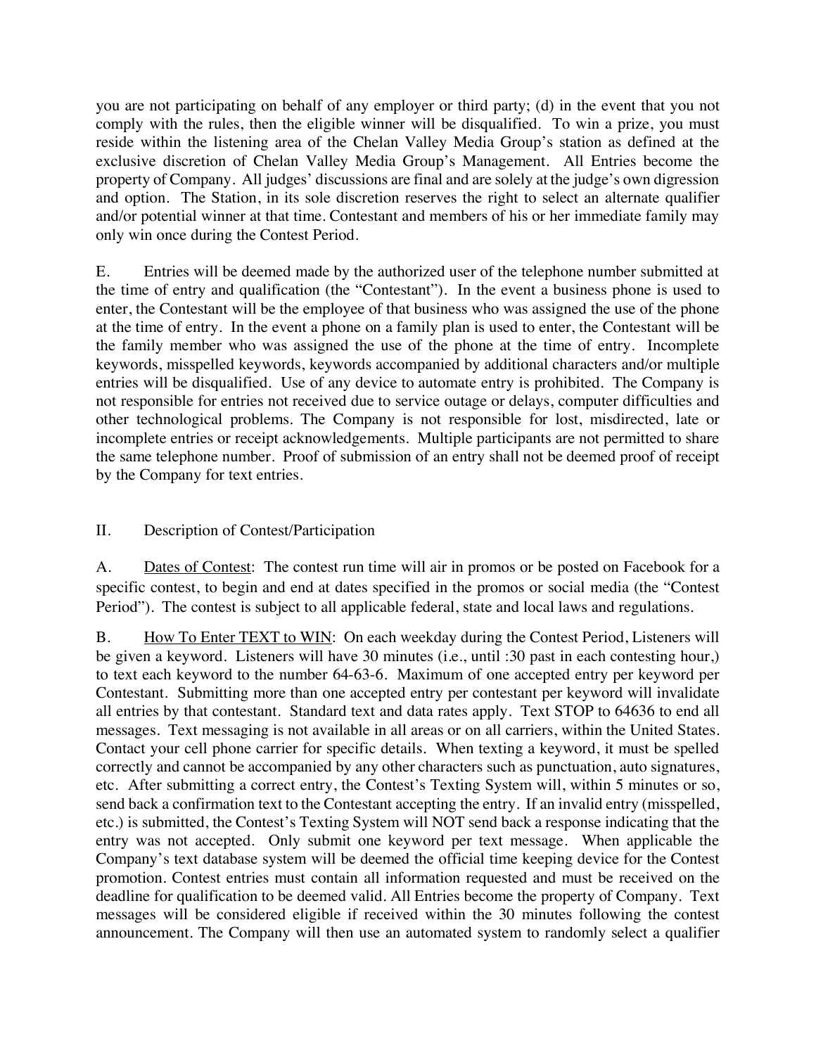you are not participating on behalf of any employer or third party; (d) in the event that you not comply with the rules, then the eligible winner will be disqualified. To win a prize, you must reside within the listening area of the Chelan Valley Media Group's station as defined at the exclusive discretion of Chelan Valley Media Group's Management. All Entries become the property of Company. All judges' discussions are final and are solely at the judge's own digression and option. The Station, in its sole discretion reserves the right to select an alternate qualifier and/or potential winner at that time. Contestant and members of his or her immediate family may only win once during the Contest Period.

E. Entries will be deemed made by the authorized user of the telephone number submitted at the time of entry and qualification (the "Contestant"). In the event a business phone is used to enter, the Contestant will be the employee of that business who was assigned the use of the phone at the time of entry. In the event a phone on a family plan is used to enter, the Contestant will be the family member who was assigned the use of the phone at the time of entry. Incomplete keywords, misspelled keywords, keywords accompanied by additional characters and/or multiple entries will be disqualified. Use of any device to automate entry is prohibited. The Company is not responsible for entries not received due to service outage or delays, computer difficulties and other technological problems. The Company is not responsible for lost, misdirected, late or incomplete entries or receipt acknowledgements. Multiple participants are not permitted to share the same telephone number. Proof of submission of an entry shall not be deemed proof of receipt by the Company for text entries.

## II. Description of Contest/Participation

A. Dates of Contest: The contest run time will air in promos or be posted on Facebook for a specific contest, to begin and end at dates specified in the promos or social media (the "Contest Period"). The contest is subject to all applicable federal, state and local laws and regulations.

B. How To Enter TEXT to WIN: On each weekday during the Contest Period, Listeners will be given a keyword. Listeners will have 30 minutes (i.e., until :30 past in each contesting hour,) to text each keyword to the number 64-63-6. Maximum of one accepted entry per keyword per Contestant. Submitting more than one accepted entry per contestant per keyword will invalidate all entries by that contestant. Standard text and data rates apply. Text STOP to 64636 to end all messages. Text messaging is not available in all areas or on all carriers, within the United States. Contact your cell phone carrier for specific details. When texting a keyword, it must be spelled correctly and cannot be accompanied by any other characters such as punctuation, auto signatures, etc. After submitting a correct entry, the Contest's Texting System will, within 5 minutes or so, send back a confirmation text to the Contestant accepting the entry. If an invalid entry (misspelled, etc.) is submitted, the Contest's Texting System will NOT send back a response indicating that the entry was not accepted. Only submit one keyword per text message. When applicable the Company's text database system will be deemed the official time keeping device for the Contest promotion. Contest entries must contain all information requested and must be received on the deadline for qualification to be deemed valid. All Entries become the property of Company. Text messages will be considered eligible if received within the 30 minutes following the contest announcement. The Company will then use an automated system to randomly select a qualifier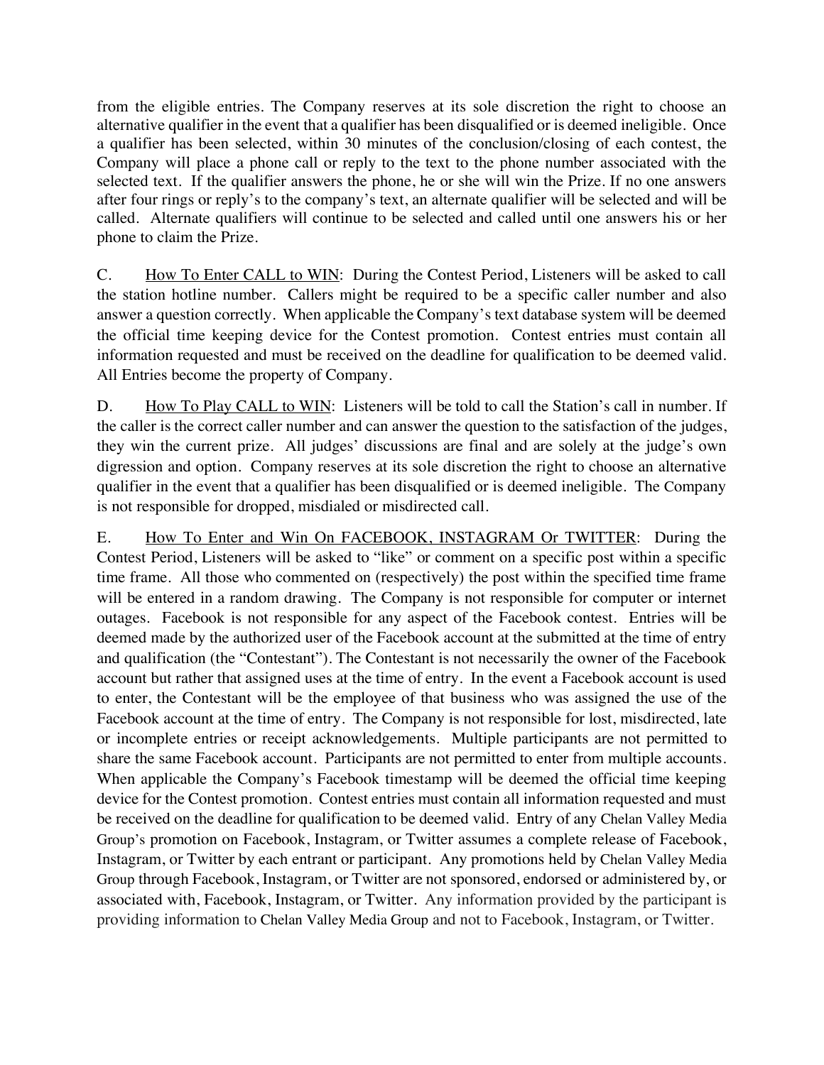from the eligible entries. The Company reserves at its sole discretion the right to choose an alternative qualifier in the event that a qualifier has been disqualified or is deemed ineligible. Once a qualifier has been selected, within 30 minutes of the conclusion/closing of each contest, the Company will place a phone call or reply to the text to the phone number associated with the selected text. If the qualifier answers the phone, he or she will win the Prize. If no one answers after four rings or reply's to the company's text, an alternate qualifier will be selected and will be called. Alternate qualifiers will continue to be selected and called until one answers his or her phone to claim the Prize.

C. <u>How To Enter CALL to WIN</u>: During the Contest Period, Listeners will be asked to call the station hotline number. Callers might be required to be a specific caller number and also answer a question correctly. When applicable the Company's text database system will be deemed the official time keeping device for the Contest promotion. Contest entries must contain all information requested and must be received on the deadline for qualification to be deemed valid. All Entries become the property of Company.

D. <u>How To Play CALL to WIN</u>: Listeners will be told to call the Station's call in number. If the caller is the correct caller number and can answer the question to the satisfaction of the judges, they win the current prize. All judges' discussions are final and are solely at the judge's own digression and option. Company reserves at its sole discretion the right to choose an alternative qualifier in the event that a qualifier has been disqualified or is deemed ineligible. The Company is not responsible for dropped, misdialed or misdirected call.

E. <u>How To Enter and Win On FACEBOOK, INSTAGRAM Or TWITTER</u>: During the Contest Period, Listeners will be asked to "like" or comment on a specific post within a specific time frame. All those who commented on (respectively) the post within the specified time frame will be entered in a random drawing. The Company is not responsible for computer or internet outages. Facebook is not responsible for any aspect of the Facebook contest. Entries will be deemed made by the authorized user of the Facebook account at the submitted at the time of entry and qualification (the "Contestant"). The Contestant is not necessarily the owner of the Facebook account but rather that assigned uses at the time of entry. In the event a Facebook account is used to enter, the Contestant will be the employee of that business who was assigned the use of the Facebook account at the time of entry. The Company is not responsible for lost, misdirected, late or incomplete entries or receipt acknowledgements. Multiple participants are not permitted to share the same Facebook account. Participants are not permitted to enter from multiple accounts. When applicable the Company's Facebook timestamp will be deemed the official time keeping device for the Contest promotion. Contest entries must contain all information requested and must be received on the deadline for qualification to be deemed valid. Entry of any Chelan Valley Media Group's promotion on Facebook, Instagram, or Twitter assumes a complete release of Facebook, Instagram, or Twitter by each entrant or participant. Any promotions held by Chelan Valley Media Group through Facebook, Instagram, or Twitter are not sponsored, endorsed or administered by, or associated with, Facebook, Instagram, or Twitter. Any information provided by the participant is providing information to Chelan Valley Media Group and not to Facebook, Instagram, or Twitter.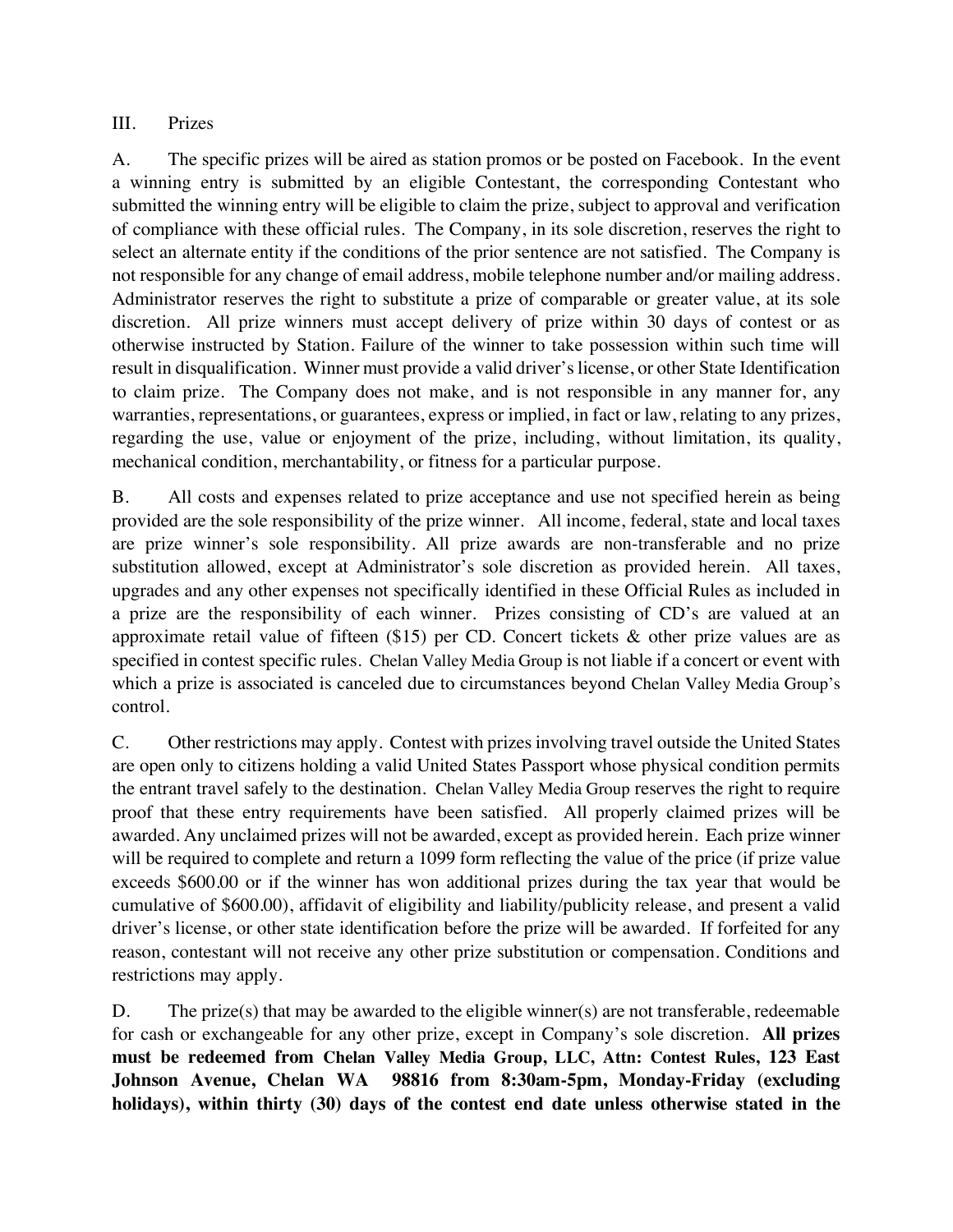III. Prizes

A. The specific prizes will be aired as station promos or be posted on Facebook. In the event a winning entry is submitted by an eligible Contestant, the corresponding Contestant who submitted the winning entry will be eligible to claim the prize, subject to approval and verification of compliance with these official rules. The Company, in its sole discretion, reserves the right to select an alternate entity if the conditions of the prior sentence are not satisfied. The Company is not responsible for any change of email address, mobile telephone number and/or mailing address. Administrator reserves the right to substitute a prize of comparable or greater value, at its sole discretion. All prize winners must accept delivery of prize within 30 days of contest or as otherwise instructed by Station. Failure of the winner to take possession within such time will result in disqualification. Winner must provide a valid driver's license, or other State Identification to claim prize. The Company does not make, and is not responsible in any manner for, any warranties, representations, or guarantees, express or implied, in fact or law, relating to any prizes, regarding the use, value or enjoyment of the prize, including, without limitation, its quality, mechanical condition, merchantability, or fitness for a particular purpose.

B. All costs and expenses related to prize acceptance and use not specified herein as being provided are the sole responsibility of the prize winner. All income, federal, state and local taxes are prize winner's sole responsibility. All prize awards are non-transferable and no prize substitution allowed, except at Administrator's sole discretion as provided herein. All taxes, upgrades and any other expenses not specifically identified in these Official Rules as included in a prize are the responsibility of each winner. Prizes consisting of CD's are valued at an approximate retail value of fifteen ($15) per CD. Concert tickets & other prize values are as specified in contest specific rules. Chelan Valley Media Group is not liable if a concert or event with which a prize is associated is canceled due to circumstances beyond Chelan Valley Media Group's control.

C. Other restrictions may apply. Contest with prizes involving travel outside the United States are open only to citizens holding a valid United States Passport whose physical condition permits the entrant travel safely to the destination. Chelan Valley Media Group reserves the right to require proof that these entry requirements have been satisfied. All properly claimed prizes will be awarded. Any unclaimed prizes will not be awarded, except as provided herein. Each prize winner will be required to complete and return a 1099 form reflecting the value of the price (if prize value exceeds $600.00 or if the winner has won additional prizes during the tax year that would be cumulative of $600.00), affidavit of eligibility and liability/publicity release, and present a valid driver's license, or other state identification before the prize will be awarded. If forfeited for any reason, contestant will not receive any other prize substitution or compensation. Conditions and restrictions may apply.

D. The prize(s) that may be awarded to the eligible winner(s) are not transferable, redeemable for cash or exchangeable for any other prize, except in Company's sole discretion. **All prizes must be redeemed from Chelan Valley Media Group, LLC, Attn: Contest Rules, 123 East Johnson Avenue, Chelan WA 98816 from 8:30am-5pm, Monday-Friday (excluding holidays), within thirty (30) days of the contest end date unless otherwise stated in the**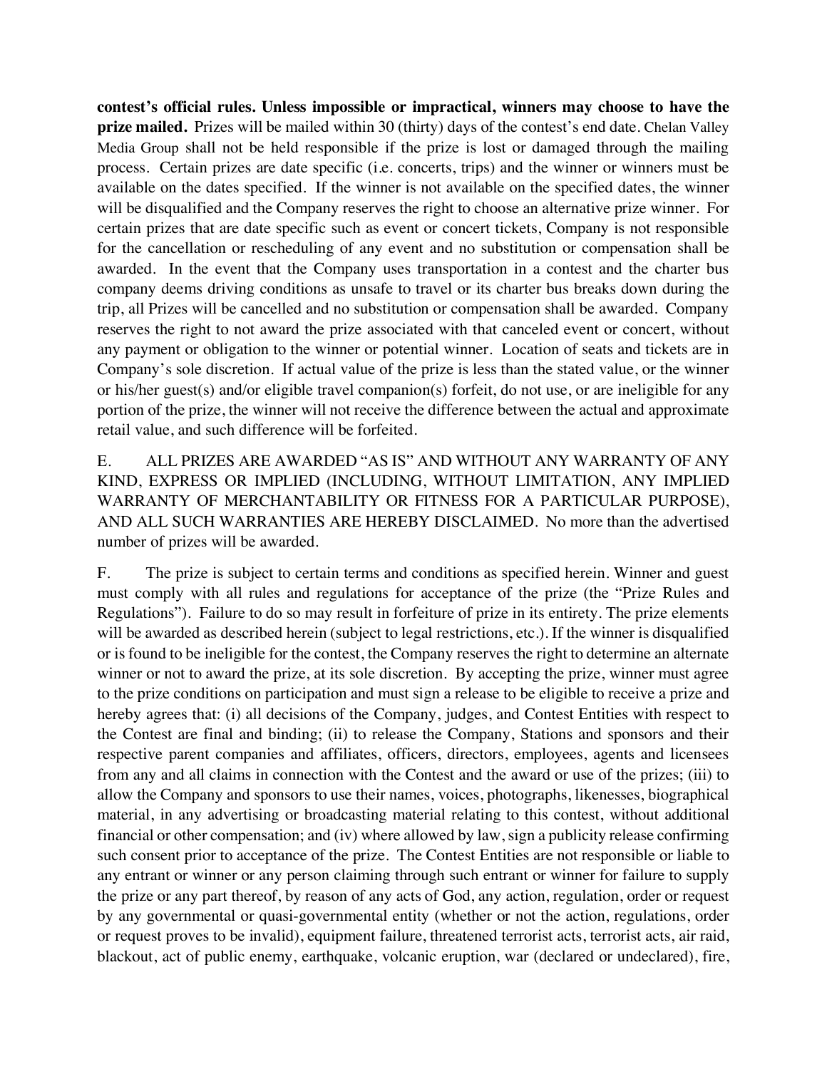**contest's official rules. Unless impossible or impractical, winners may choose to have the prize mailed.** Prizes will be mailed within 30 (thirty) days of the contest's end date. Chelan Valley Media Group shall not be held responsible if the prize is lost or damaged through the mailing process. Certain prizes are date specific (i.e. concerts, trips) and the winner or winners must be available on the dates specified. If the winner is not available on the specified dates, the winner will be disqualified and the Company reserves the right to choose an alternative prize winner. For certain prizes that are date specific such as event or concert tickets, Company is not responsible for the cancellation or rescheduling of any event and no substitution or compensation shall be awarded. In the event that the Company uses transportation in a contest and the charter bus company deems driving conditions as unsafe to travel or its charter bus breaks down during the trip, all Prizes will be cancelled and no substitution or compensation shall be awarded. Company reserves the right to not award the prize associated with that canceled event or concert, without any payment or obligation to the winner or potential winner. Location of seats and tickets are in Company's sole discretion. If actual value of the prize is less than the stated value, or the winner or his/her guest(s) and/or eligible travel companion(s) forfeit, do not use, or are ineligible for any portion of the prize, the winner will not receive the difference between the actual and approximate retail value, and such difference will be forfeited.

E. ALL PRIZES ARE AWARDED "AS IS" AND WITHOUT ANY WARRANTY OF ANY KIND, EXPRESS OR IMPLIED (INCLUDING, WITHOUT LIMITATION, ANY IMPLIED WARRANTY OF MERCHANTABILITY OR FITNESS FOR A PARTICULAR PURPOSE), AND ALL SUCH WARRANTIES ARE HEREBY DISCLAIMED. No more than the advertised number of prizes will be awarded.

F. The prize is subject to certain terms and conditions as specified herein. Winner and guest must comply with all rules and regulations for acceptance of the prize (the "Prize Rules and Regulations"). Failure to do so may result in forfeiture of prize in its entirety. The prize elements will be awarded as described herein (subject to legal restrictions, etc.). If the winner is disqualified or is found to be ineligible for the contest, the Company reserves the right to determine an alternate winner or not to award the prize, at its sole discretion. By accepting the prize, winner must agree to the prize conditions on participation and must sign a release to be eligible to receive a prize and hereby agrees that: (i) all decisions of the Company, judges, and Contest Entities with respect to the Contest are final and binding; (ii) to release the Company, Stations and sponsors and their respective parent companies and affiliates, officers, directors, employees, agents and licensees from any and all claims in connection with the Contest and the award or use of the prizes; (iii) to allow the Company and sponsors to use their names, voices, photographs, likenesses, biographical material, in any advertising or broadcasting material relating to this contest, without additional financial or other compensation; and (iv) where allowed by law, sign a publicity release confirming such consent prior to acceptance of the prize. The Contest Entities are not responsible or liable to any entrant or winner or any person claiming through such entrant or winner for failure to supply the prize or any part thereof, by reason of any acts of God, any action, regulation, order or request by any governmental or quasi-governmental entity (whether or not the action, regulations, order or request proves to be invalid), equipment failure, threatened terrorist acts, terrorist acts, air raid, blackout, act of public enemy, earthquake, volcanic eruption, war (declared or undeclared), fire,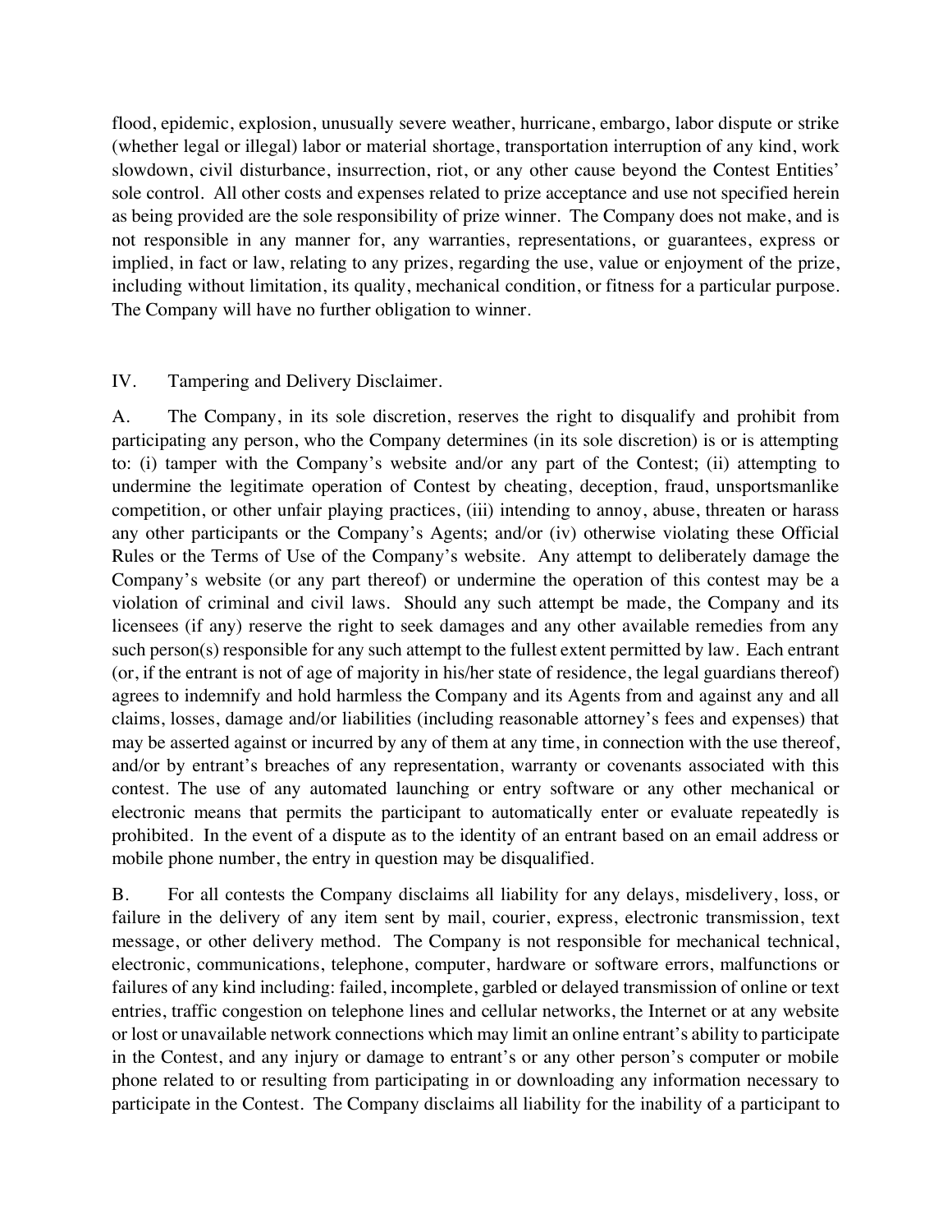flood, epidemic, explosion, unusually severe weather, hurricane, embargo, labor dispute or strike (whether legal or illegal) labor or material shortage, transportation interruption of any kind, work slowdown, civil disturbance, insurrection, riot, or any other cause beyond the Contest Entities' sole control. All other costs and expenses related to prize acceptance and use not specified herein as being provided are the sole responsibility of prize winner. The Company does not make, and is not responsible in any manner for, any warranties, representations, or guarantees, express or implied, in fact or law, relating to any prizes, regarding the use, value or enjoyment of the prize, including without limitation, its quality, mechanical condition, or fitness for a particular purpose. The Company will have no further obligation to winner.

## IV. Tampering and Delivery Disclaimer.

A. The Company, in its sole discretion, reserves the right to disqualify and prohibit from participating any person, who the Company determines (in its sole discretion) is or is attempting to: (i) tamper with the Company's website and/or any part of the Contest; (ii) attempting to undermine the legitimate operation of Contest by cheating, deception, fraud, unsportsmanlike competition, or other unfair playing practices, (iii) intending to annoy, abuse, threaten or harass any other participants or the Company's Agents; and/or (iv) otherwise violating these Official Rules or the Terms of Use of the Company's website. Any attempt to deliberately damage the Company's website (or any part thereof) or undermine the operation of this contest may be a violation of criminal and civil laws. Should any such attempt be made, the Company and its licensees (if any) reserve the right to seek damages and any other available remedies from any such person(s) responsible for any such attempt to the fullest extent permitted by law. Each entrant (or, if the entrant is not of age of majority in his/her state of residence, the legal guardians thereof) agrees to indemnify and hold harmless the Company and its Agents from and against any and all claims, losses, damage and/or liabilities (including reasonable attorney's fees and expenses) that may be asserted against or incurred by any of them at any time, in connection with the use thereof, and/or by entrant's breaches of any representation, warranty or covenants associated with this contest. The use of any automated launching or entry software or any other mechanical or electronic means that permits the participant to automatically enter or evaluate repeatedly is prohibited. In the event of a dispute as to the identity of an entrant based on an email address or mobile phone number, the entry in question may be disqualified.

B. For all contests the Company disclaims all liability for any delays, misdelivery, loss, or failure in the delivery of any item sent by mail, courier, express, electronic transmission, text message, or other delivery method. The Company is not responsible for mechanical technical, electronic, communications, telephone, computer, hardware or software errors, malfunctions or failures of any kind including: failed, incomplete, garbled or delayed transmission of online or text entries, traffic congestion on telephone lines and cellular networks, the Internet or at any website or lost or unavailable network connections which may limit an online entrant's ability to participate in the Contest, and any injury or damage to entrant's or any other person's computer or mobile phone related to or resulting from participating in or downloading any information necessary to participate in the Contest. The Company disclaims all liability for the inability of a participant to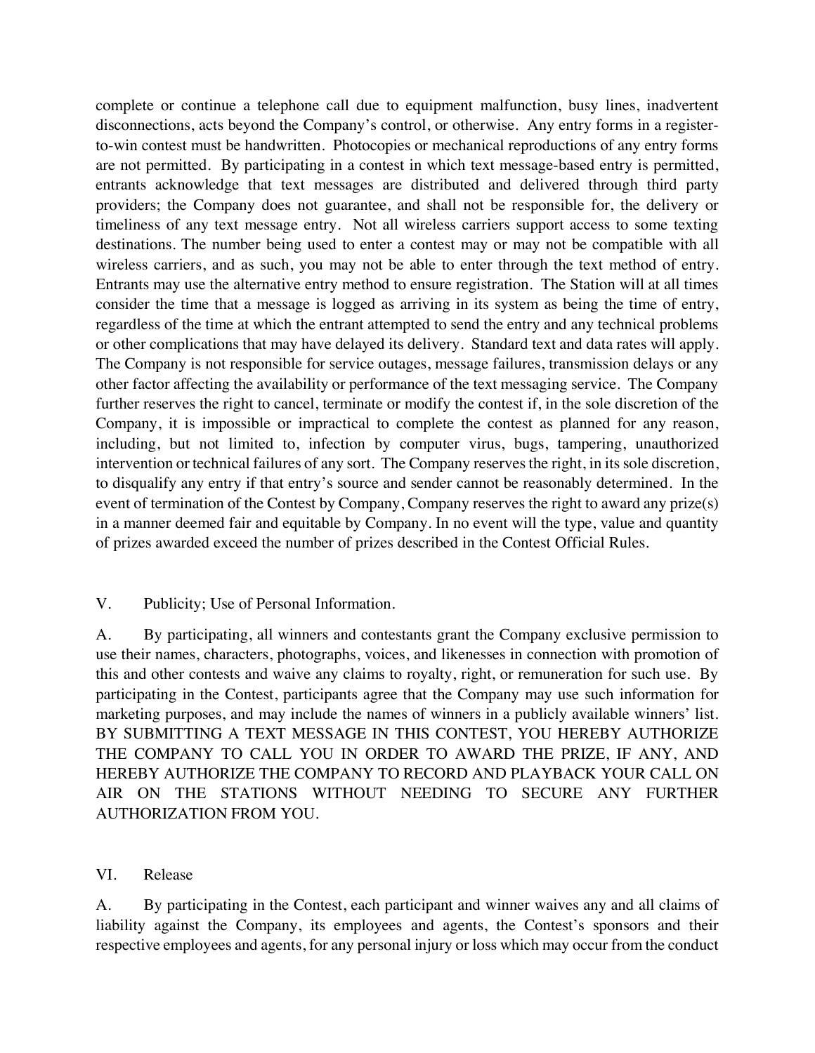complete or continue a telephone call due to equipment malfunction, busy lines, inadvertent disconnections, acts beyond the Company's control, or otherwise. Any entry forms in a register-to-win contest must be handwritten. Photocopies or mechanical reproductions of any entry forms are not permitted. By participating in a contest in which text message-based entry is permitted, entrants acknowledge that text messages are distributed and delivered through third party providers; the Company does not guarantee, and shall not be responsible for, the delivery or timeliness of any text message entry. Not all wireless carriers support access to some texting destinations. The number being used to enter a contest may or may not be compatible with all wireless carriers, and as such, you may not be able to enter through the text method of entry. Entrants may use the alternative entry method to ensure registration. The Station will at all times consider the time that a message is logged as arriving in its system as being the time of entry, regardless of the time at which the entrant attempted to send the entry and any technical problems or other complications that may have delayed its delivery. Standard text and data rates will apply. The Company is not responsible for service outages, message failures, transmission delays or any other factor affecting the availability or performance of the text messaging service. The Company further reserves the right to cancel, terminate or modify the contest if, in the sole discretion of the Company, it is impossible or impractical to complete the contest as planned for any reason, including, but not limited to, infection by computer virus, bugs, tampering, unauthorized intervention or technical failures of any sort. The Company reserves the right, in its sole discretion, to disqualify any entry if that entry's source and sender cannot be reasonably determined. In the event of termination of the Contest by Company, Company reserves the right to award any prize(s) in a manner deemed fair and equitable by Company. In no event will the type, value and quantity of prizes awarded exceed the number of prizes described in the Contest Official Rules.

## V. Publicity; Use of Personal Information.

A. By participating, all winners and contestants grant the Company exclusive permission to use their names, characters, photographs, voices, and likenesses in connection with promotion of this and other contests and waive any claims to royalty, right, or remuneration for such use. By participating in the Contest, participants agree that the Company may use such information for marketing purposes, and may include the names of winners in a publicly available winners' list. BY SUBMITTING A TEXT MESSAGE IN THIS CONTEST, YOU HEREBY AUTHORIZE THE COMPANY TO CALL YOU IN ORDER TO AWARD THE PRIZE, IF ANY, AND HEREBY AUTHORIZE THE COMPANY TO RECORD AND PLAYBACK YOUR CALL ON AIR ON THE STATIONS WITHOUT NEEDING TO SECURE ANY FURTHER AUTHORIZATION FROM YOU.

## VI. Release

A. By participating in the Contest, each participant and winner waives any and all claims of liability against the Company, its employees and agents, the Contest's sponsors and their respective employees and agents, for any personal injury or loss which may occur from the conduct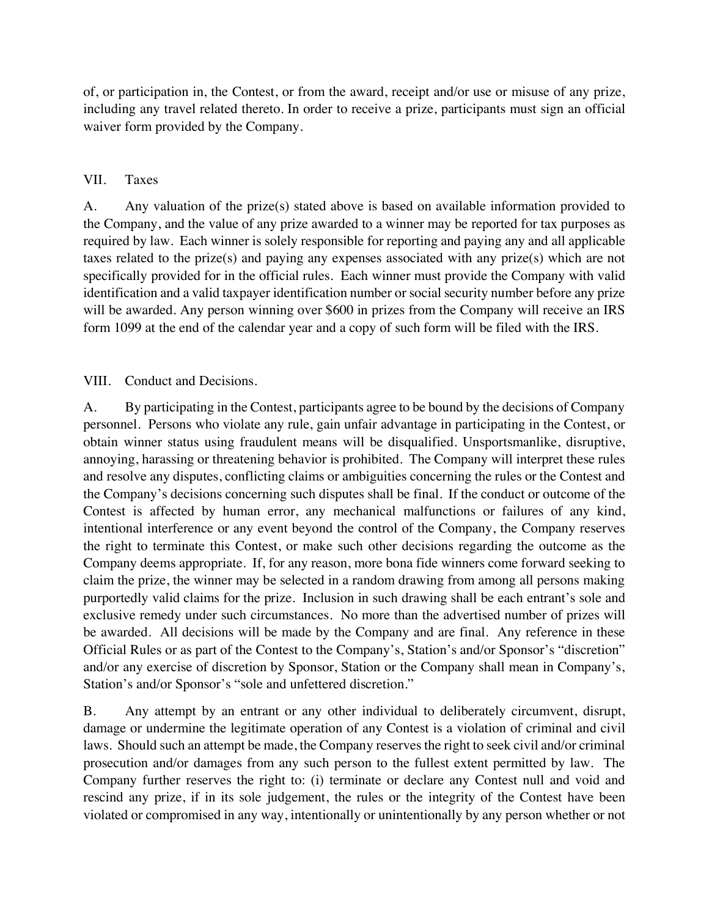of, or participation in, the Contest, or from the award, receipt and/or use or misuse of any prize, including any travel related thereto. In order to receive a prize, participants must sign an official waiver form provided by the Company.

## VII. Taxes

A. Any valuation of the prize(s) stated above is based on available information provided to the Company, and the value of any prize awarded to a winner may be reported for tax purposes as required by law. Each winner is solely responsible for reporting and paying any and all applicable taxes related to the prize(s) and paying any expenses associated with any prize(s) which are not specifically provided for in the official rules. Each winner must provide the Company with valid identification and a valid taxpayer identification number or social security number before any prize will be awarded. Any person winning over $600 in prizes from the Company will receive an IRS form 1099 at the end of the calendar year and a copy of such form will be filed with the IRS.

## VIII. Conduct and Decisions.

A. By participating in the Contest, participants agree to be bound by the decisions of Company personnel. Persons who violate any rule, gain unfair advantage in participating in the Contest, or obtain winner status using fraudulent means will be disqualified. Unsportsmanlike, disruptive, annoying, harassing or threatening behavior is prohibited. The Company will interpret these rules and resolve any disputes, conflicting claims or ambiguities concerning the rules or the Contest and the Company's decisions concerning such disputes shall be final. If the conduct or outcome of the Contest is affected by human error, any mechanical malfunctions or failures of any kind, intentional interference or any event beyond the control of the Company, the Company reserves the right to terminate this Contest, or make such other decisions regarding the outcome as the Company deems appropriate. If, for any reason, more bona fide winners come forward seeking to claim the prize, the winner may be selected in a random drawing from among all persons making purportedly valid claims for the prize. Inclusion in such drawing shall be each entrant's sole and exclusive remedy under such circumstances. No more than the advertised number of prizes will be awarded. All decisions will be made by the Company and are final. Any reference in these Official Rules or as part of the Contest to the Company's, Station's and/or Sponsor's "discretion" and/or any exercise of discretion by Sponsor, Station or the Company shall mean in Company's, Station's and/or Sponsor's "sole and unfettered discretion."

B. Any attempt by an entrant or any other individual to deliberately circumvent, disrupt, damage or undermine the legitimate operation of any Contest is a violation of criminal and civil laws. Should such an attempt be made, the Company reserves the right to seek civil and/or criminal prosecution and/or damages from any such person to the fullest extent permitted by law. The Company further reserves the right to: (i) terminate or declare any Contest null and void and rescind any prize, if in its sole judgement, the rules or the integrity of the Contest have been violated or compromised in any way, intentionally or unintentionally by any person whether or not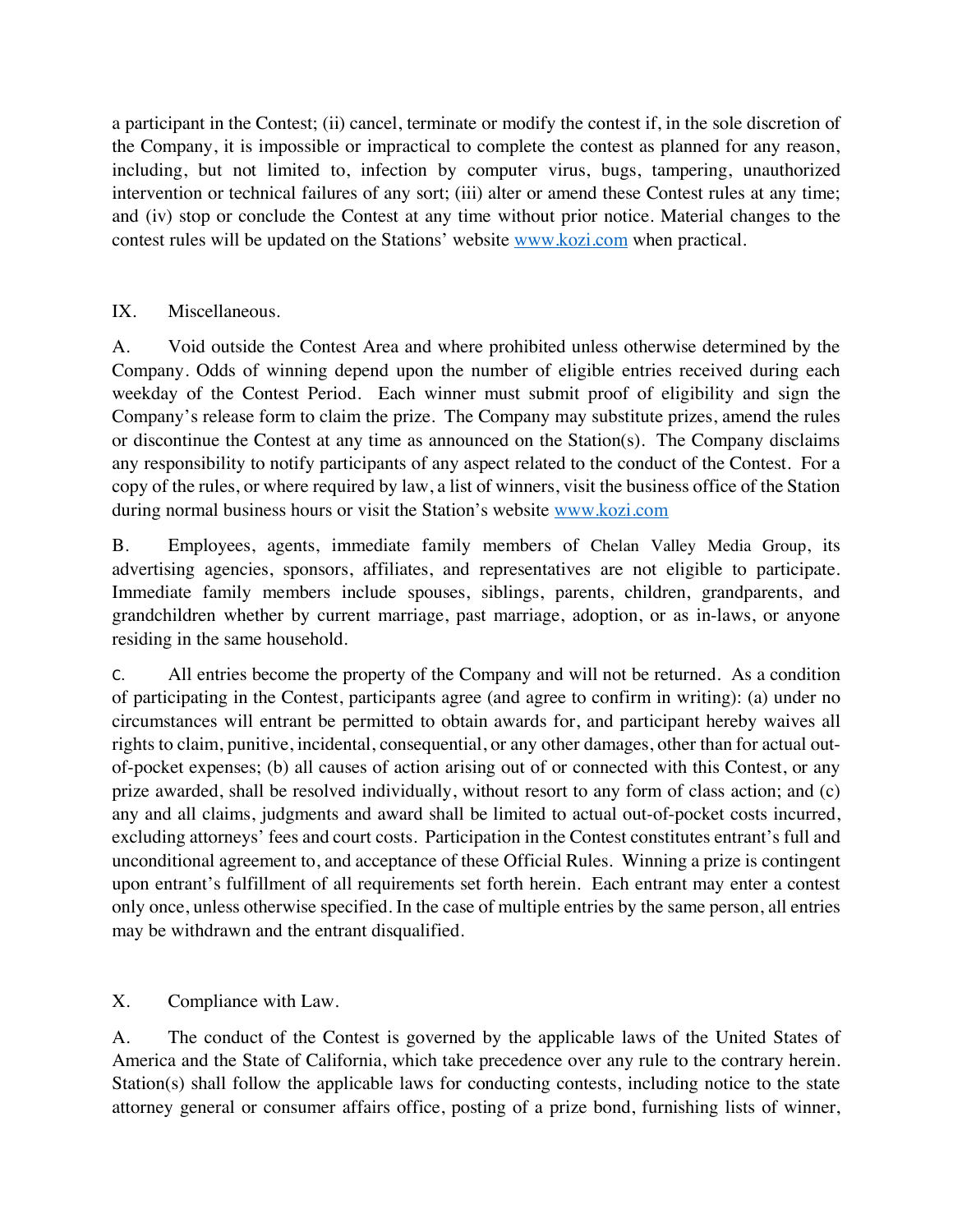a participant in the Contest; (ii) cancel, terminate or modify the contest if, in the sole discretion of the Company, it is impossible or impractical to complete the contest as planned for any reason, including, but not limited to, infection by computer virus, bugs, tampering, unauthorized intervention or technical failures of any sort; (iii) alter or amend these Contest rules at any time; and (iv) stop or conclude the Contest at any time without prior notice. Material changes to the contest rules will be updated on the Stations' website [www.kozi.com](http://www.kozi.com) when practical.

## IX. Miscellaneous.

A. Void outside the Contest Area and where prohibited unless otherwise determined by the Company. Odds of winning depend upon the number of eligible entries received during each weekday of the Contest Period. Each winner must submit proof of eligibility and sign the Company's release form to claim the prize. The Company may substitute prizes, amend the rules or discontinue the Contest at any time as announced on the Station(s). The Company disclaims any responsibility to notify participants of any aspect related to the conduct of the Contest. For a copy of the rules, or where required by law, a list of winners, visit the business office of the Station during normal business hours or visit the Station's website [www.kozi.com](http://www.kozi.com)

B. Employees, agents, immediate family members of Chelan Valley Media Group, its advertising agencies, sponsors, affiliates, and representatives are not eligible to participate. Immediate family members include spouses, siblings, parents, children, grandparents, and grandchildren whether by current marriage, past marriage, adoption, or as in-laws, or anyone residing in the same household.

C. All entries become the property of the Company and will not be returned. As a condition of participating in the Contest, participants agree (and agree to confirm in writing): (a) under no circumstances will entrant be permitted to obtain awards for, and participant hereby waives all rights to claim, punitive, incidental, consequential, or any other damages, other than for actual out-of-pocket expenses; (b) all causes of action arising out of or connected with this Contest, or any prize awarded, shall be resolved individually, without resort to any form of class action; and (c) any and all claims, judgments and award shall be limited to actual out-of-pocket costs incurred, excluding attorneys' fees and court costs. Participation in the Contest constitutes entrant's full and unconditional agreement to, and acceptance of these Official Rules. Winning a prize is contingent upon entrant's fulfillment of all requirements set forth herein. Each entrant may enter a contest only once, unless otherwise specified. In the case of multiple entries by the same person, all entries may be withdrawn and the entrant disqualified.

## X. Compliance with Law.

A. The conduct of the Contest is governed by the applicable laws of the United States of America and the State of California, which take precedence over any rule to the contrary herein. Station(s) shall follow the applicable laws for conducting contests, including notice to the state attorney general or consumer affairs office, posting of a prize bond, furnishing lists of winner,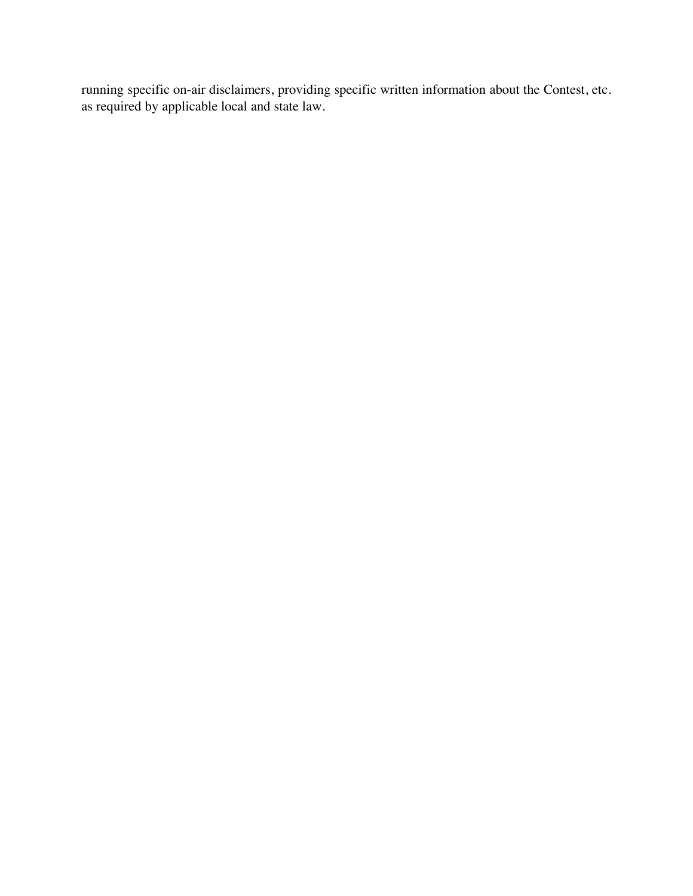running specific on-air disclaimers, providing specific written information about the Contest, etc. as required by applicable local and state law.